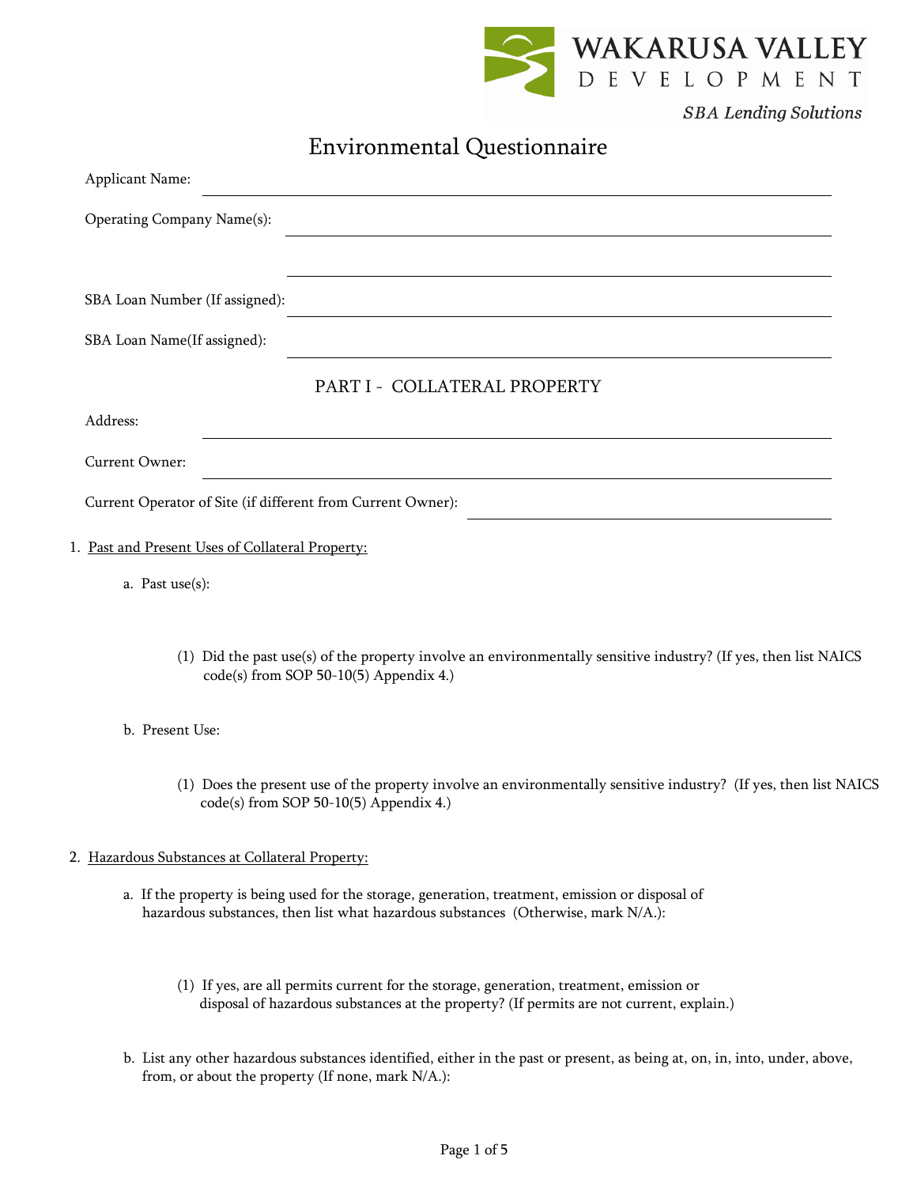WAKARUSA VALLEY DEVELOPMENT

*SBA Lending Solutions*

# Environmental Questionnaire

Applicant Name: ______________________________

Operating Company Name(s): ______________________________

______________________________

SBA Loan Number (If assigned): ______________________________

SBA Loan Name(If assigned): ______________________________

## PART I - COLLATERAL PROPERTY

Address: ______________________________

Current Owner: ______________________________

Current Operator of Site (if different from Current Owner): ______________________________

1. Past and Present Uses of Collateral Property:

   a. Past use(s):

      (1) Did the past use(s) of the property involve an environmentally sensitive industry? (If yes, then list NAICS code(s) from SOP 50-10(5) Appendix 4.)

   b. Present Use:

      (1) Does the present use of the property involve an environmentally sensitive industry? (If yes, then list NAICS code(s) from SOP 50-10(5) Appendix 4.)

2. Hazardous Substances at Collateral Property:

   a. If the property is being used for the storage, generation, treatment, emission or disposal of hazardous substances, then list what hazardous substances (Otherwise, mark N/A.):

      (1) If yes, are all permits current for the storage, generation, treatment, emission or disposal of hazardous substances at the property? (If permits are not current, explain.)

   b. List any other hazardous substances identified, either in the past or present, as being at, on, in, into, under, above, from, or about the property (If none, mark N/A.):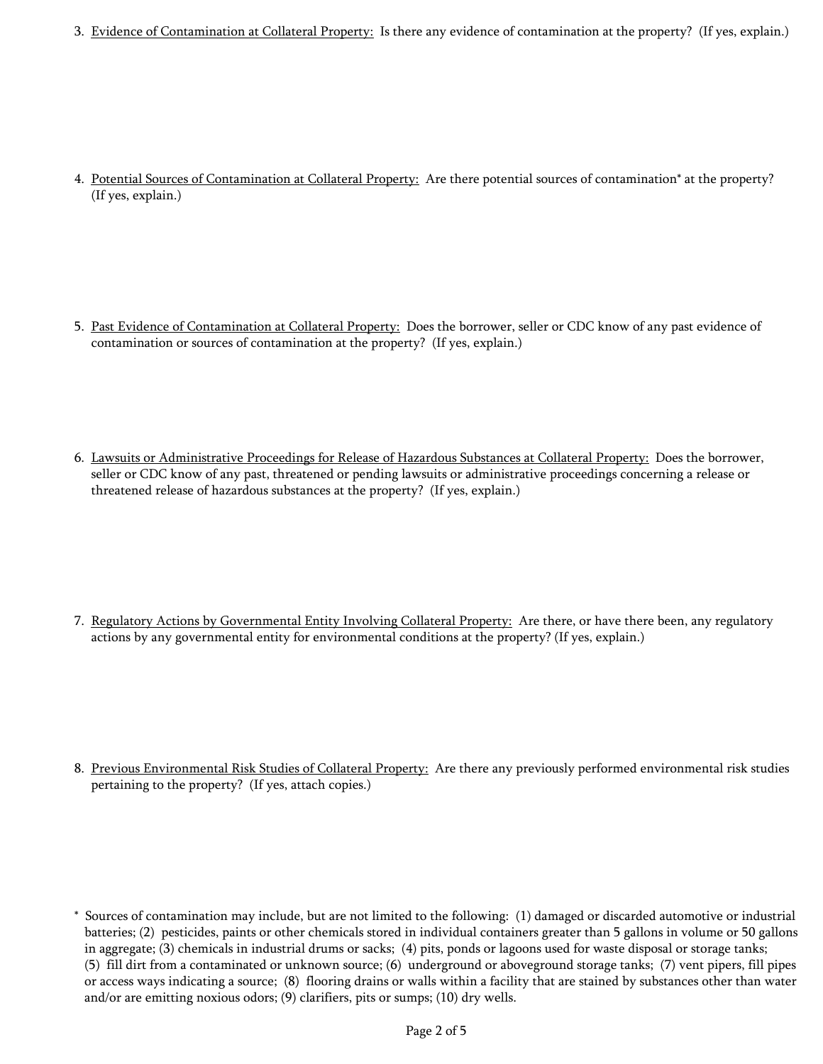3. <u>Evidence of Contamination at Collateral Property:</u> Is there any evidence of contamination at the property? (If yes, explain.)

4. <u>Potential Sources of Contamination at Collateral Property:</u> Are there potential sources of contamination* at the property? (If yes, explain.)

5. <u>Past Evidence of Contamination at Collateral Property:</u> Does the borrower, seller or CDC know of any past evidence of contamination or sources of contamination at the property? (If yes, explain.)

6. <u>Lawsuits or Administrative Proceedings for Release of Hazardous Substances at Collateral Property:</u> Does the borrower, seller or CDC know of any past, threatened or pending lawsuits or administrative proceedings concerning a release or threatened release of hazardous substances at the property? (If yes, explain.)

7. <u>Regulatory Actions by Governmental Entity Involving Collateral Property:</u> Are there, or have there been, any regulatory actions by any governmental entity for environmental conditions at the property? (If yes, explain.)

8. <u>Previous Environmental Risk Studies of Collateral Property:</u> Are there any previously performed environmental risk studies pertaining to the property? (If yes, attach copies.)

\* Sources of contamination may include, but are not limited to the following: (1) damaged or discarded automotive or industrial batteries; (2) pesticides, paints or other chemicals stored in individual containers greater than 5 gallons in volume or 50 gallons in aggregate; (3) chemicals in industrial drums or sacks; (4) pits, ponds or lagoons used for waste disposal or storage tanks; (5) fill dirt from a contaminated or unknown source; (6) underground or aboveground storage tanks; (7) vent pipers, fill pipes or access ways indicating a source; (8) flooring drains or walls within a facility that are stained by substances other than water and/or are emitting noxious odors; (9) clarifiers, pits or sumps; (10) dry wells.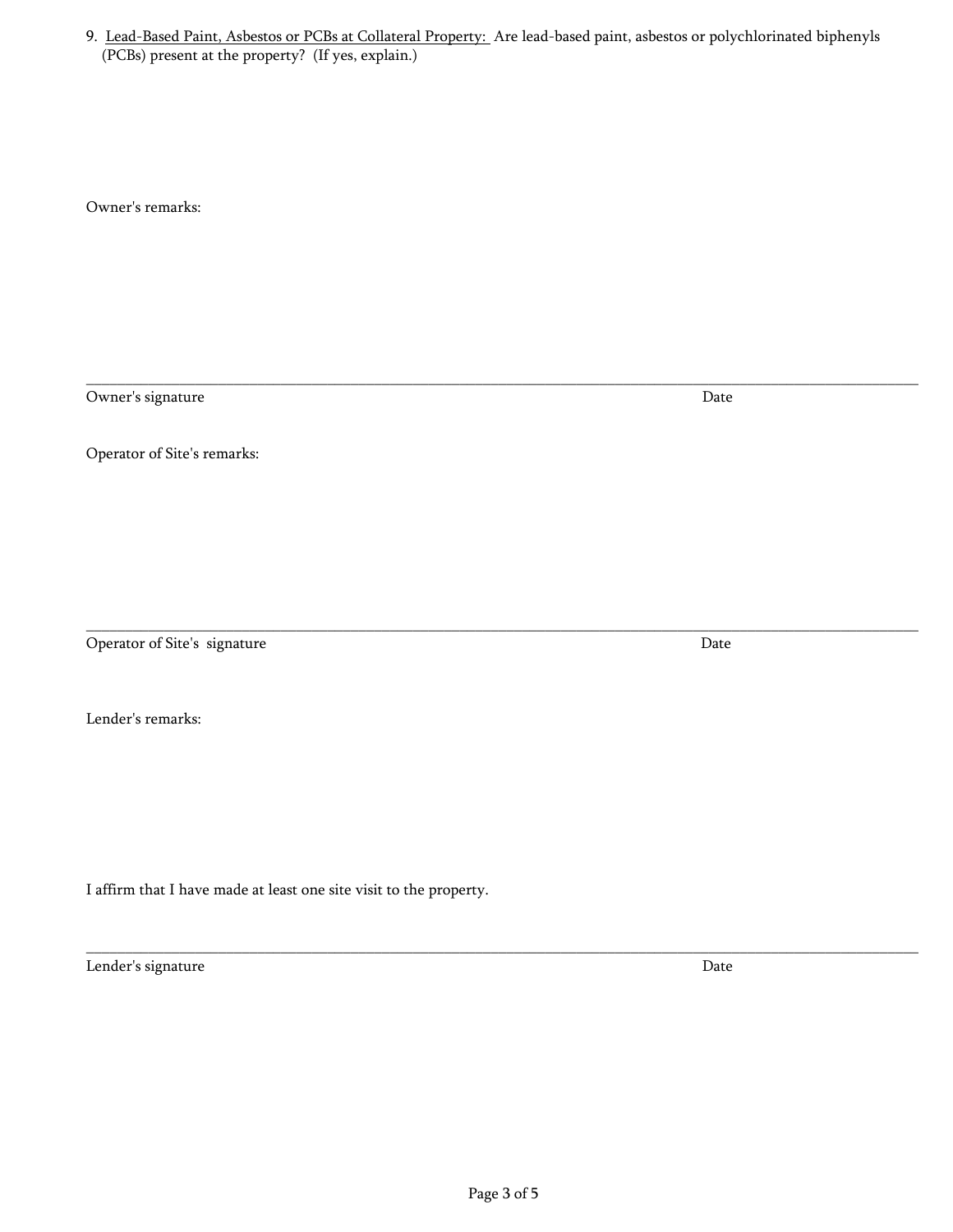9. <u>Lead-Based Paint, Asbestos or PCBs at Collateral Property:</u> Are lead-based paint, asbestos or polychlorinated biphenyls (PCBs) present at the property? (If yes, explain.)

Owner's remarks:

______________________________________________________________________________

Owner's signature Date

Operator of Site's remarks:

______________________________________________________________________________

Operator of Site's signature Date

Lender's remarks:

I affirm that I have made at least one site visit to the property.

______________________________________________________________________________

Lender's signature Date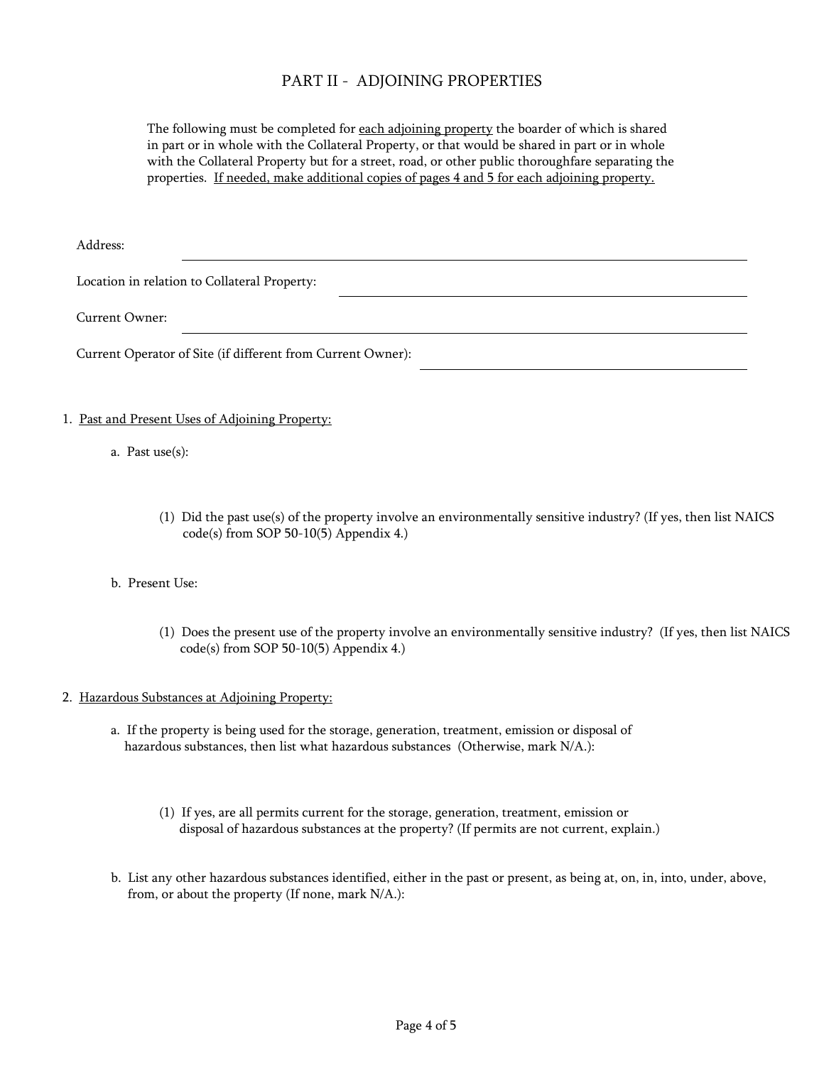# PART II - ADJOINING PROPERTIES

The following must be completed for <u>each adjoining property</u> the boarder of which is shared in part or in whole with the Collateral Property, or that would be shared in part or in whole with the Collateral Property but for a street, road, or other public thoroughfare separating the properties. <u>If needed, make additional copies of pages 4 and 5 for each adjoining property.</u>

Address: \_\_\_\_\_\_\_\_\_\_\_\_\_\_\_\_\_\_\_\_\_\_\_\_\_\_\_\_\_\_\_\_\_\_\_\_\_\_\_\_

Location in relation to Collateral Property: \_\_\_\_\_\_\_\_\_\_\_\_\_\_\_\_\_\_\_\_\_\_\_\_\_\_\_\_\_\_

Current Owner: \_\_\_\_\_\_\_\_\_\_\_\_\_\_\_\_\_\_\_\_\_\_\_\_\_\_\_\_\_\_\_\_\_\_\_\_\_\_\_\_

Current Operator of Site (if different from Current Owner): \_\_\_\_\_\_\_\_\_\_\_\_\_\_\_\_\_\_\_\_\_\_\_\_

1. <u>Past and Present Uses of Adjoining Property:</u>

   a. Past use(s):

      (1) Did the past use(s) of the property involve an environmentally sensitive industry? (If yes, then list NAICS code(s) from SOP 50-10(5) Appendix 4.)

   b. Present Use:

      (1) Does the present use of the property involve an environmentally sensitive industry? (If yes, then list NAICS code(s) from SOP 50-10(5) Appendix 4.)

2. <u>Hazardous Substances at Adjoining Property:</u>

   a. If the property is being used for the storage, generation, treatment, emission or disposal of hazardous substances, then list what hazardous substances (Otherwise, mark N/A.):

      (1) If yes, are all permits current for the storage, generation, treatment, emission or disposal of hazardous substances at the property? (If permits are not current, explain.)

   b. List any other hazardous substances identified, either in the past or present, as being at, on, in, into, under, above, from, or about the property (If none, mark N/A.):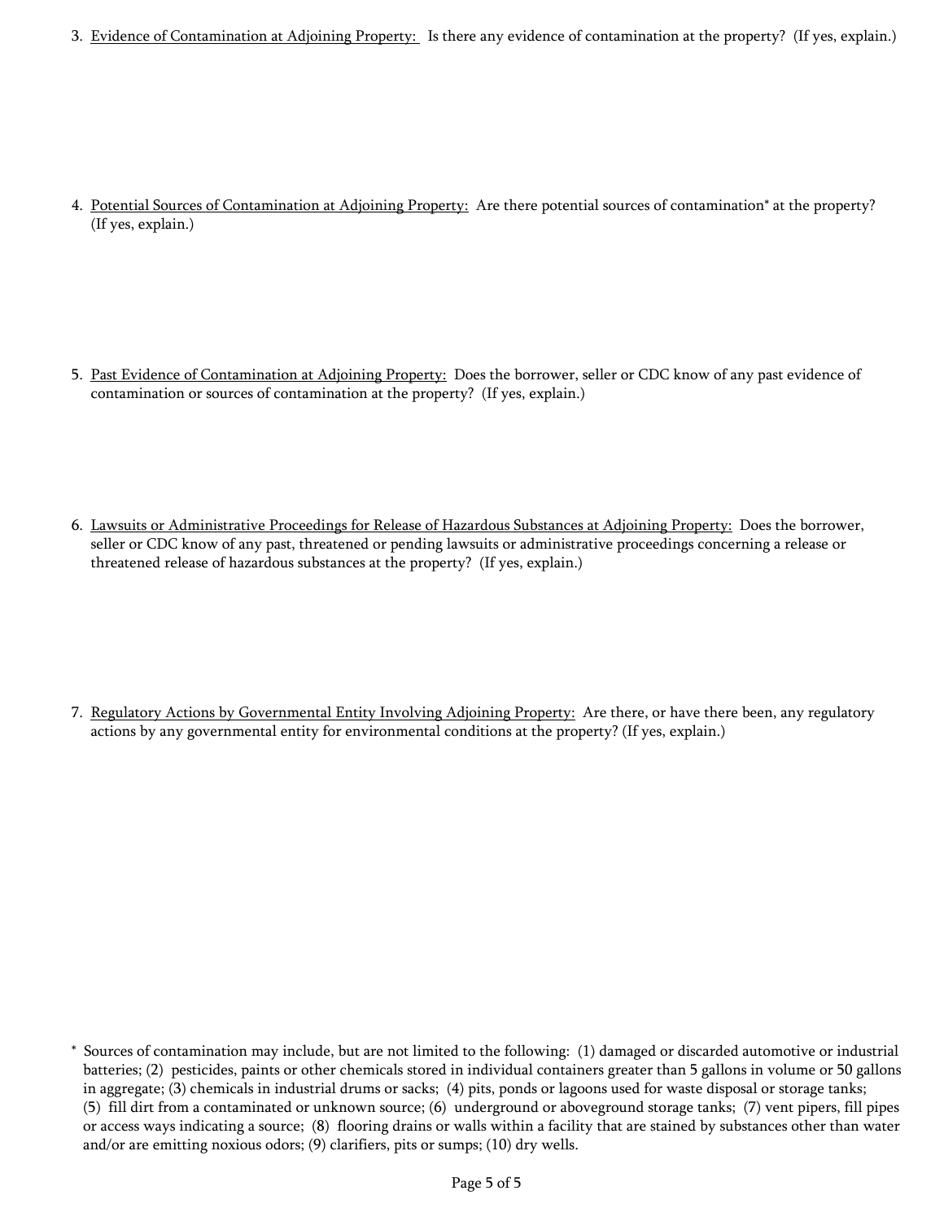3. Evidence of Contamination at Adjoining Property: Is there any evidence of contamination at the property? (If yes, explain.)

4. Potential Sources of Contamination at Adjoining Property: Are there potential sources of contamination* at the property? (If yes, explain.)

5. Past Evidence of Contamination at Adjoining Property: Does the borrower, seller or CDC know of any past evidence of contamination or sources of contamination at the property? (If yes, explain.)

6. Lawsuits or Administrative Proceedings for Release of Hazardous Substances at Adjoining Property: Does the borrower, seller or CDC know of any past, threatened or pending lawsuits or administrative proceedings concerning a release or threatened release of hazardous substances at the property? (If yes, explain.)

7. Regulatory Actions by Governmental Entity Involving Adjoining Property: Are there, or have there been, any regulatory actions by any governmental entity for environmental conditions at the property? (If yes, explain.)

\* Sources of contamination may include, but are not limited to the following: (1) damaged or discarded automotive or industrial batteries; (2) pesticides, paints or other chemicals stored in individual containers greater than 5 gallons in volume or 50 gallons in aggregate; (3) chemicals in industrial drums or sacks; (4) pits, ponds or lagoons used for waste disposal or storage tanks; (5) fill dirt from a contaminated or unknown source; (6) underground or aboveground storage tanks; (7) vent pipers, fill pipes or access ways indicating a source; (8) flooring drains or walls within a facility that are stained by substances other than water and/or are emitting noxious odors; (9) clarifiers, pits or sumps; (10) dry wells.